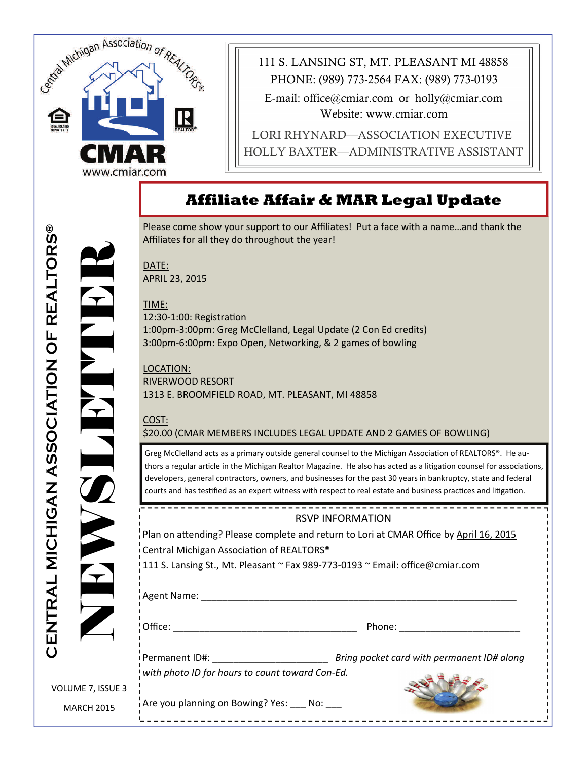Central Michigan Association of REALTORS®

CMAR
www.cmiar.com

111 S. LANSING ST, MT. PLEASANT MI 48858
PHONE: (989) 773-2564 FAX: (989) 773-0193
E-mail: office@cmiar.com or holly@cmiar.com
Website: www.cmiar.com

LORI RHYNARD—ASSOCIATION EXECUTIVE
HOLLY BAXTER—ADMINISTRATIVE ASSISTANT

CENTRAL MICHIGAN ASSOCIATION OF REALTORS®

# NEWSLETTER

VOLUME 7, ISSUE 3

MARCH 2015

## Affiliate Affair & MAR Legal Update

Please come show your support to our Affiliates! Put a face with a name…and thank the Affiliates for all they do throughout the year!

DATE:
APRIL 23, 2015

TIME:
12:30-1:00: Registration
1:00pm-3:00pm: Greg McClelland, Legal Update (2 Con Ed credits)
3:00pm-6:00pm: Expo Open, Networking, & 2 games of bowling

LOCATION:
RIVERWOOD RESORT
1313 E. BROOMFIELD ROAD, MT. PLEASANT, MI 48858

COST:
$20.00 (CMAR MEMBERS INCLUDES LEGAL UPDATE AND 2 GAMES OF BOWLING)

Greg McClelland acts as a primary outside general counsel to the Michigan Association of REALTORS®. He authors a regular article in the Michigan Realtor Magazine. He also has acted as a litigation counsel for associations, developers, general contractors, owners, and businesses for the past 30 years in bankruptcy, state and federal courts and has testified as an expert witness with respect to real estate and business practices and litigation.

RSVP INFORMATION

Plan on attending? Please complete and return to Lori at CMAR Office by April 16, 2015
Central Michigan Association of REALTORS®
111 S. Lansing St., Mt. Pleasant ~ Fax 989-773-0193 ~ Email: office@cmiar.com

Agent Name: ______________________________________________________________

Office: ___________________________________ Phone: _______________________

Permanent ID#: _____________________ *Bring pocket card with permanent ID# along with photo ID for hours to count toward Con-Ed.*

Are you planning on Bowing? Yes: ___ No: ___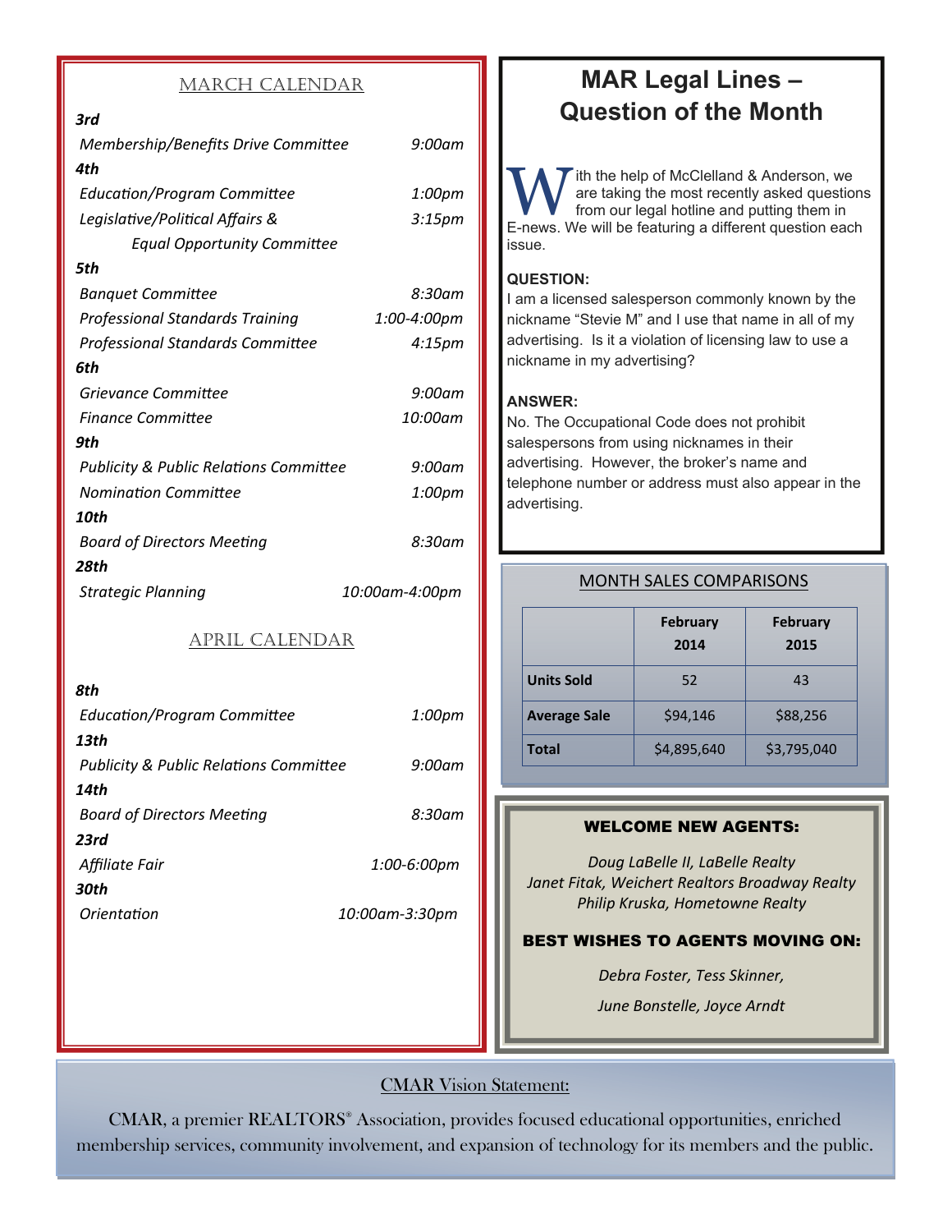## MARCH CALENDAR

***3rd***

*Membership/Benefits Drive Committee* — *9:00am*

***4th***

*Education/Program Committee* — *1:00pm*

*Legislative/Political Affairs & Equal Opportunity Committee* — *3:15pm*

***5th***

*Banquet Committee* — *8:30am*

*Professional Standards Training* — *1:00-4:00pm*

*Professional Standards Committee* — *4:15pm*

***6th***

*Grievance Committee* — *9:00am*

*Finance Committee* — *10:00am*

***9th***

*Publicity & Public Relations Committee* — *9:00am*

*Nomination Committee* — *1:00pm*

***10th***

*Board of Directors Meeting* — *8:30am*

***28th***

*Strategic Planning* — *10:00am-4:00pm*

## APRIL CALENDAR

***8th***

*Education/Program Committee* — *1:00pm*

***13th***

*Publicity & Public Relations Committee* — *9:00am*

***14th***

*Board of Directors Meeting* — *8:30am*

***23rd***

*Affiliate Fair* — *1:00-6:00pm*

***30th***

*Orientation* — *10:00am-3:30pm*

# MAR Legal Lines – Question of the Month

With the help of McClelland & Anderson, we are taking the most recently asked questions from our legal hotline and putting them in E-news. We will be featuring a different question each issue.

**QUESTION:**

I am a licensed salesperson commonly known by the nickname "Stevie M" and I use that name in all of my advertising. Is it a violation of licensing law to use a nickname in my advertising?

**ANSWER:**

No. The Occupational Code does not prohibit salespersons from using nicknames in their advertising. However, the broker's name and telephone number or address must also appear in the advertising.

## MONTH SALES COMPARISONS

| | February 2014 | February 2015 |
|---|---|---|
| **Units Sold** | 52 | 43 |
| **Average Sale** | $94,146 | $88,256 |
| **Total** | $4,895,640 | $3,795,040 |

## WELCOME NEW AGENTS:

*Doug LaBelle II, LaBelle Realty*
*Janet Fitak, Weichert Realtors Broadway Realty*
*Philip Kruska, Hometowne Realty*

## BEST WISHES TO AGENTS MOVING ON:

*Debra Foster, Tess Skinner,*

*June Bonstelle, Joyce Arndt*

## CMAR Vision Statement:

CMAR, a premier REALTORS® Association, provides focused educational opportunities, enriched membership services, community involvement, and expansion of technology for its members and the public.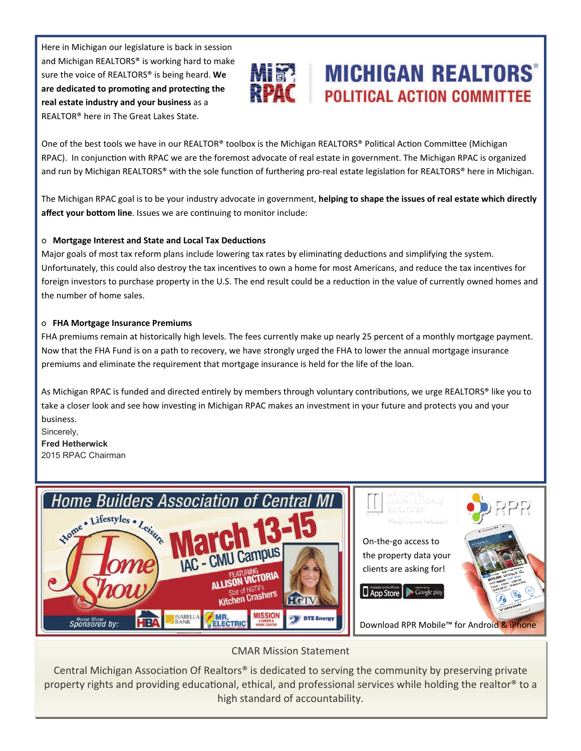Here in Michigan our legislature is back in session and Michigan REALTORS® is working hard to make sure the voice of REALTORS® is being heard. **We are dedicated to promoting and protecting the real estate industry and your business** as a REALTOR® here in The Great Lakes State.

MI RPAC

**MICHIGAN REALTORS®**
**POLITICAL ACTION COMMITTEE**

One of the best tools we have in our REALTOR® toolbox is the Michigan REALTORS® Political Action Committee (Michigan RPAC). In conjunction with RPAC we are the foremost advocate of real estate in government. The Michigan RPAC is organized and run by Michigan REALTORS® with the sole function of furthering pro-real estate legislation for REALTORS® here in Michigan.

The Michigan RPAC goal is to be your industry advocate in government, **helping to shape the issues of real estate which directly affect your bottom line**. Issues we are continuing to monitor include:

- **Mortgage Interest and State and Local Tax Deductions**

Major goals of most tax reform plans include lowering tax rates by eliminating deductions and simplifying the system. Unfortunately, this could also destroy the tax incentives to own a home for most Americans, and reduce the tax incentives for foreign investors to purchase property in the U.S. The end result could be a reduction in the value of currently owned homes and the number of home sales.

- **FHA Mortgage Insurance Premiums**

FHA premiums remain at historically high levels. The fees currently make up nearly 25 percent of a monthly mortgage payment. Now that the FHA Fund is on a path to recovery, we have strongly urged the FHA to lower the annual mortgage insurance premiums and eliminate the requirement that mortgage insurance is held for the life of the loan.

As Michigan RPAC is funded and directed entirely by members through voluntary contributions, we urge REALTORS® like you to take a closer look and see how investing in Michigan RPAC makes an investment in your future and protects you and your business.

Sincerely,
**Fred Hetherwick**
2015 RPAC Chairman

Home Builders Association of Central MI

Home • Lifestyles • Leisure
Home Show

March 13-15
IAC - CMU Campus
FEATURING ALLISON VICTORIA
Star of HGTV's Kitchen Crashers

Home Show Sponsored by: HBA, Isabella Bank, Mr. Electric, Mission Lumber & Home Center, DTE Energy

NATIONAL ASSOCIATION of REALTORS®
RPR®

On-the-go access to the property data your clients are asking for!

App Store | Google play

Download RPR Mobile™ for Android & iPhone

CMAR Mission Statement

Central Michigan Association Of Realtors® is dedicated to serving the community by preserving private property rights and providing educational, ethical, and professional services while holding the realtor® to a high standard of accountability.